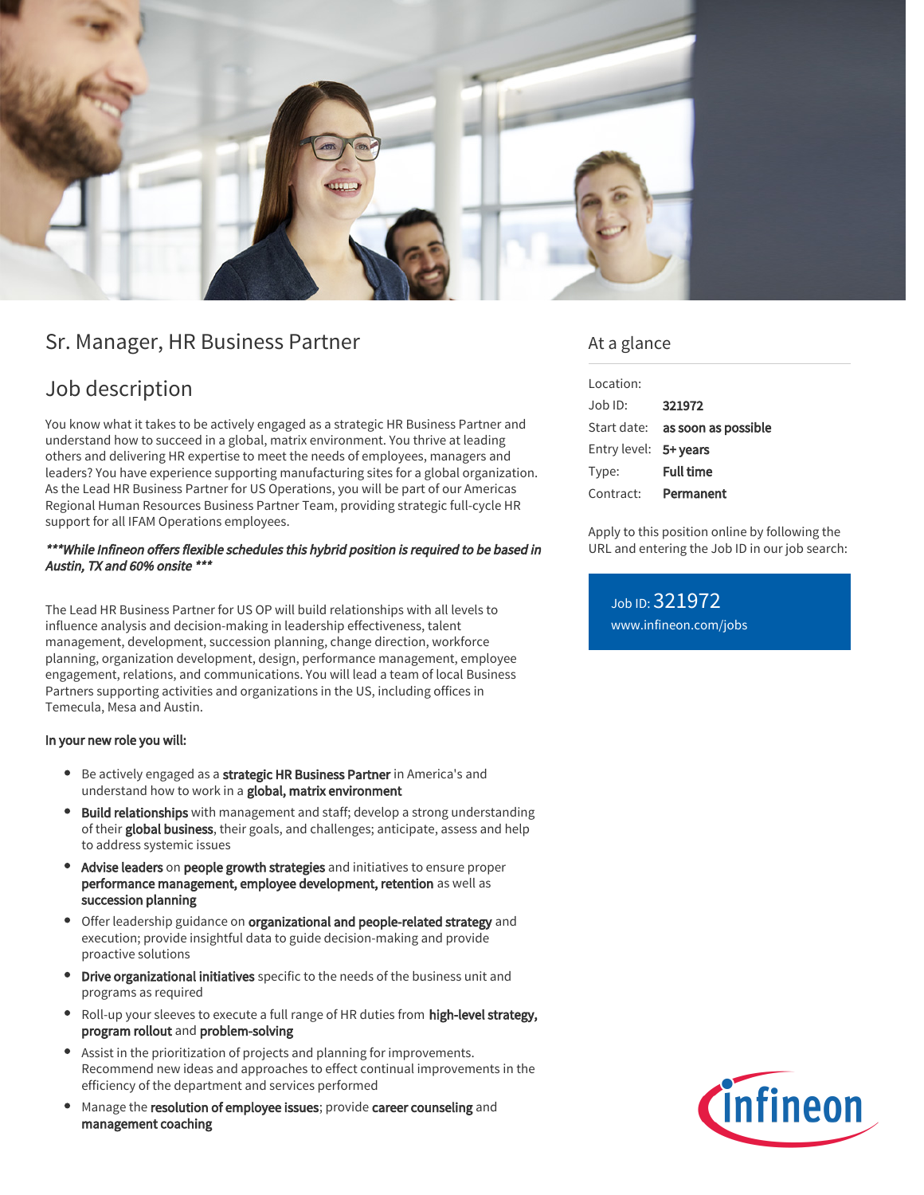# Sr. Manager, HR Business Partner

## Job description

You know what it takes to be actively engaged as a strategic HR Business Partner and understand how to succeed in a global, matrix environment. You thrive at leading others and delivering HR expertise to meet the needs of employees, managers and leaders? You have experience supporting manufacturing sites for a global organization. As the Lead HR Business Partner for US Operations, you will be part of our Americas Regional Human Resources Business Partner Team, providing strategic full-cycle HR support for all IFAM Operations employees.

***\*\*\*While Infineon offers flexible schedules this hybrid position is required to be based in Austin, TX and 60% onsite \*\*\****

The Lead HR Business Partner for US OP will build relationships with all levels to influence analysis and decision-making in leadership effectiveness, talent management, development, succession planning, change direction, workforce planning, organization development, design, performance management, employee engagement, relations, and communications. You will lead a team of local Business Partners supporting activities and organizations in the US, including offices in Temecula, Mesa and Austin.

**In your new role you will:**

- Be actively engaged as a **strategic HR Business Partner** in America's and understand how to work in a **global, matrix environment**
- **Build relationships** with management and staff; develop a strong understanding of their **global business**, their goals, and challenges; anticipate, assess and help to address systemic issues
- **Advise leaders** on **people growth strategies** and initiatives to ensure proper **performance management, employee development, retention** as well as **succession planning**
- Offer leadership guidance on **organizational and people-related strategy** and execution; provide insightful data to guide decision-making and provide proactive solutions
- **Drive organizational initiatives** specific to the needs of the business unit and programs as required
- Roll-up your sleeves to execute a full range of HR duties from **high-level strategy, program rollout** and **problem-solving**
- Assist in the prioritization of projects and planning for improvements. Recommend new ideas and approaches to effect continual improvements in the efficiency of the department and services performed
- Manage the **resolution of employee issues**; provide **career counseling** and **management coaching**

## At a glance

| | |
|---|---|
| Location: | |
| Job ID: | **321972** |
| Start date: | **as soon as possible** |
| Entry level: | **5+ years** |
| Type: | **Full time** |
| Contract: | **Permanent** |

Apply to this position online by following the URL and entering the Job ID in our job search:

Job ID: 321972
www.infineon.com/jobs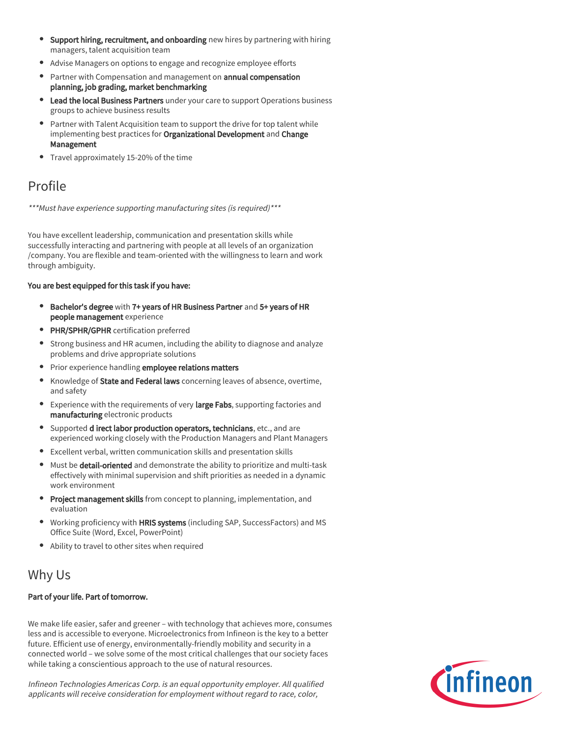- **Support hiring, recruitment, and onboarding** new hires by partnering with hiring managers, talent acquisition team
- Advise Managers on options to engage and recognize employee efforts
- Partner with Compensation and management on **annual compensation planning, job grading, market benchmarking**
- **Lead the local Business Partners** under your care to support Operations business groups to achieve business results
- Partner with Talent Acquisition team to support the drive for top talent while implementing best practices for **Organizational Development** and **Change Management**
- Travel approximately 15-20% of the time

## Profile

*\*\*\*Must have experience supporting manufacturing sites (is required)\*\*\**

You have excellent leadership, communication and presentation skills while successfully interacting and partnering with people at all levels of an organization /company. You are flexible and team-oriented with the willingness to learn and work through ambiguity.

**You are best equipped for this task if you have:**

- **Bachelor's degree** with **7+ years of HR Business Partner** and **5+ years of HR people management** experience
- **PHR/SPHR/GPHR** certification preferred
- Strong business and HR acumen, including the ability to diagnose and analyze problems and drive appropriate solutions
- Prior experience handling **employee relations matters**
- Knowledge of **State and Federal laws** concerning leaves of absence, overtime, and safety
- Experience with the requirements of very **large Fabs**, supporting factories and **manufacturing** electronic products
- Supported **d irect labor production operators, technicians**, etc., and are experienced working closely with the Production Managers and Plant Managers
- Excellent verbal, written communication skills and presentation skills
- Must be **detail-oriented** and demonstrate the ability to prioritize and multi-task effectively with minimal supervision and shift priorities as needed in a dynamic work environment
- **Project management skills** from concept to planning, implementation, and evaluation
- Working proficiency with **HRIS systems** (including SAP, SuccessFactors) and MS Office Suite (Word, Excel, PowerPoint)
- Ability to travel to other sites when required

## Why Us

**Part of your life. Part of tomorrow.**

We make life easier, safer and greener – with technology that achieves more, consumes less and is accessible to everyone. Microelectronics from Infineon is the key to a better future. Efficient use of energy, environmentally-friendly mobility and security in a connected world – we solve some of the most critical challenges that our society faces while taking a conscientious approach to the use of natural resources.

*Infineon Technologies Americas Corp. is an equal opportunity employer. All qualified applicants will receive consideration for employment without regard to race, color,*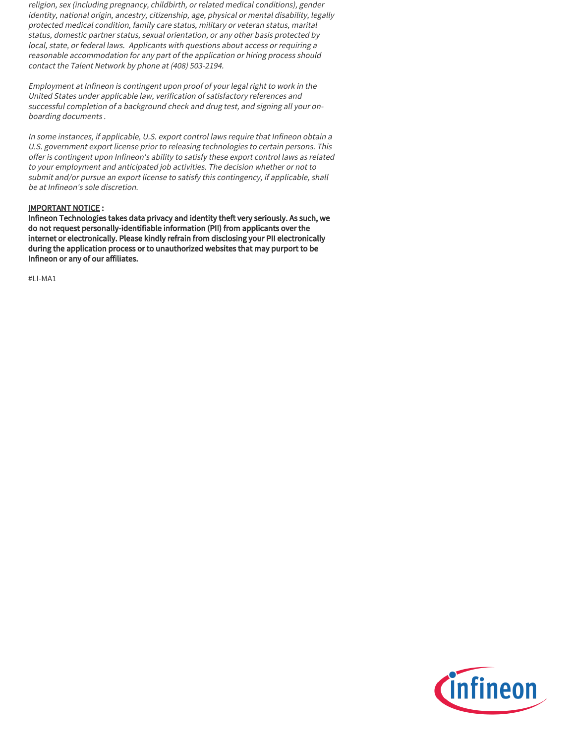*religion, sex (including pregnancy, childbirth, or related medical conditions), gender identity, national origin, ancestry, citizenship, age, physical or mental disability, legally protected medical condition, family care status, military or veteran status, marital status, domestic partner status, sexual orientation, or any other basis protected by local, state, or federal laws.  Applicants with questions about access or requiring a reasonable accommodation for any part of the application or hiring process should contact the Talent Network by phone at (408) 503-2194.*

*Employment at Infineon is contingent upon proof of your legal right to work in the United States under applicable law, verification of satisfactory references and successful completion of a background check and drug test, and signing all your on-boarding documents .*

*In some instances, if applicable, U.S. export control laws require that Infineon obtain a U.S. government export license prior to releasing technologies to certain persons. This offer is contingent upon Infineon's ability to satisfy these export control laws as related to your employment and anticipated job activities. The decision whether or not to submit and/or pursue an export license to satisfy this contingency, if applicable, shall be at Infineon's sole discretion.*

**IMPORTANT NOTICE :**
**Infineon Technologies takes data privacy and identity theft very seriously. As such, we do not request personally-identifiable information (PII) from applicants over the internet or electronically. Please kindly refrain from disclosing your PII electronically during the application process or to unauthorized websites that may purport to be Infineon or any of our affiliates.**

#LI-MA1